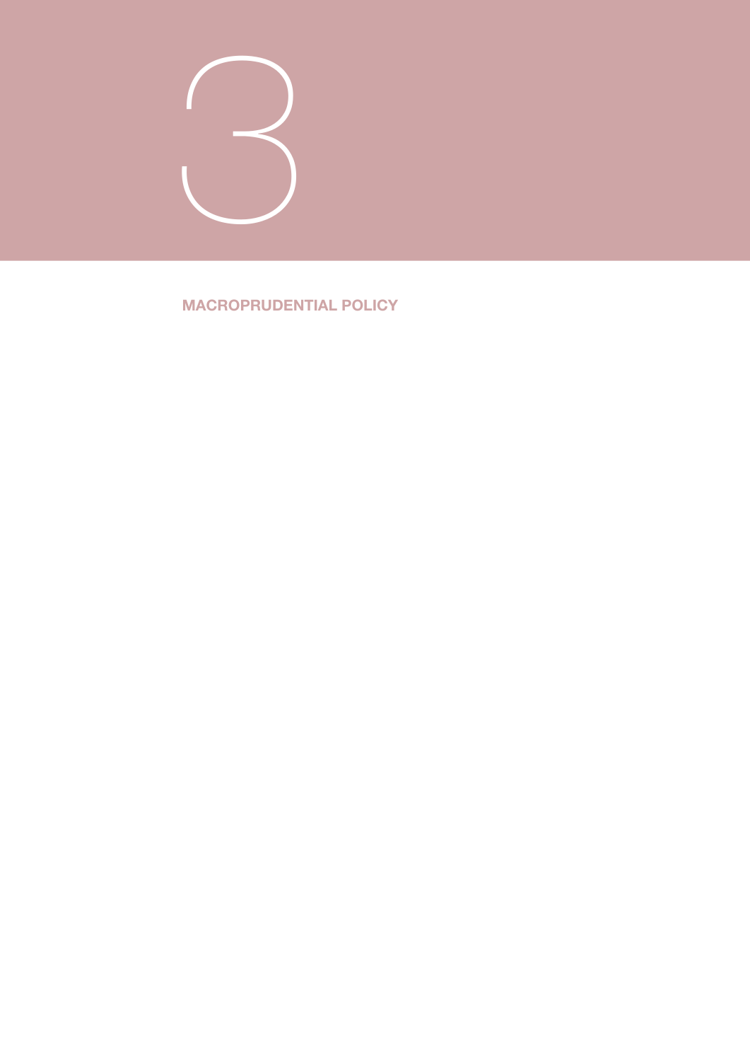# 3

## MACROPRUDENTIAL POLICY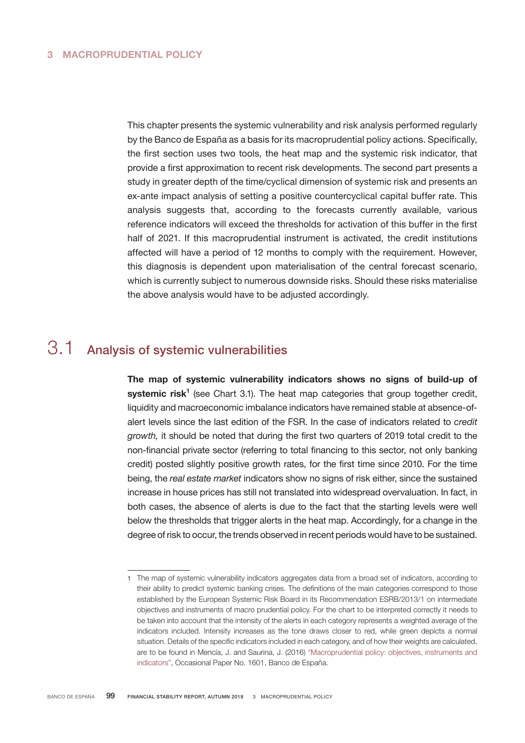# 3 MACROPRUDENTIAL POLICY

This chapter presents the systemic vulnerability and risk analysis performed regularly by the Banco de España as a basis for its macroprudential policy actions. Specifically, the first section uses two tools, the heat map and the systemic risk indicator, that provide a first approximation to recent risk developments. The second part presents a study in greater depth of the time/cyclical dimension of systemic risk and presents an ex-ante impact analysis of setting a positive countercyclical capital buffer rate. This analysis suggests that, according to the forecasts currently available, various reference indicators will exceed the thresholds for activation of this buffer in the first half of 2021. If this macroprudential instrument is activated, the credit institutions affected will have a period of 12 months to comply with the requirement. However, this diagnosis is dependent upon materialisation of the central forecast scenario, which is currently subject to numerous downside risks. Should these risks materialise the above analysis would have to be adjusted accordingly.

## 3.1 Analysis of systemic vulnerabilities

**The map of systemic vulnerability indicators shows no signs of build-up of systemic risk**[1] (see Chart 3.1). The heat map categories that group together credit, liquidity and macroeconomic imbalance indicators have remained stable at absence-of-alert levels since the last edition of the FSR. In the case of indicators related to *credit growth,* it should be noted that during the first two quarters of 2019 total credit to the non-financial private sector (referring to total financing to this sector, not only banking credit) posted slightly positive growth rates, for the first time since 2010. For the time being, the *real estate market* indicators show no signs of risk either, since the sustained increase in house prices has still not translated into widespread overvaluation. In fact, in both cases, the absence of alerts is due to the fact that the starting levels were well below the thresholds that trigger alerts in the heat map. Accordingly, for a change in the degree of risk to occur, the trends observed in recent periods would have to be sustained.

---

1 The map of systemic vulnerability indicators aggregates data from a broad set of indicators, according to their ability to predict systemic banking crises. The definitions of the main categories correspond to those established by the European Systemic Risk Board in its Recommendation ESRB/2013/1 on intermediate objectives and instruments of macro prudential policy. For the chart to be interpreted correctly it needs to be taken into account that the intensity of the alerts in each category represents a weighted average of the indicators included. Intensity increases as the tone draws closer to red, while green depicts a normal situation. Details of the specific indicators included in each category, and of how their weights are calculated, are to be found in Mencía, J. and Saurina, J. (2016) "Macroprudential policy: objectives, instruments and indicators", Occasional Paper No. 1601, Banco de España.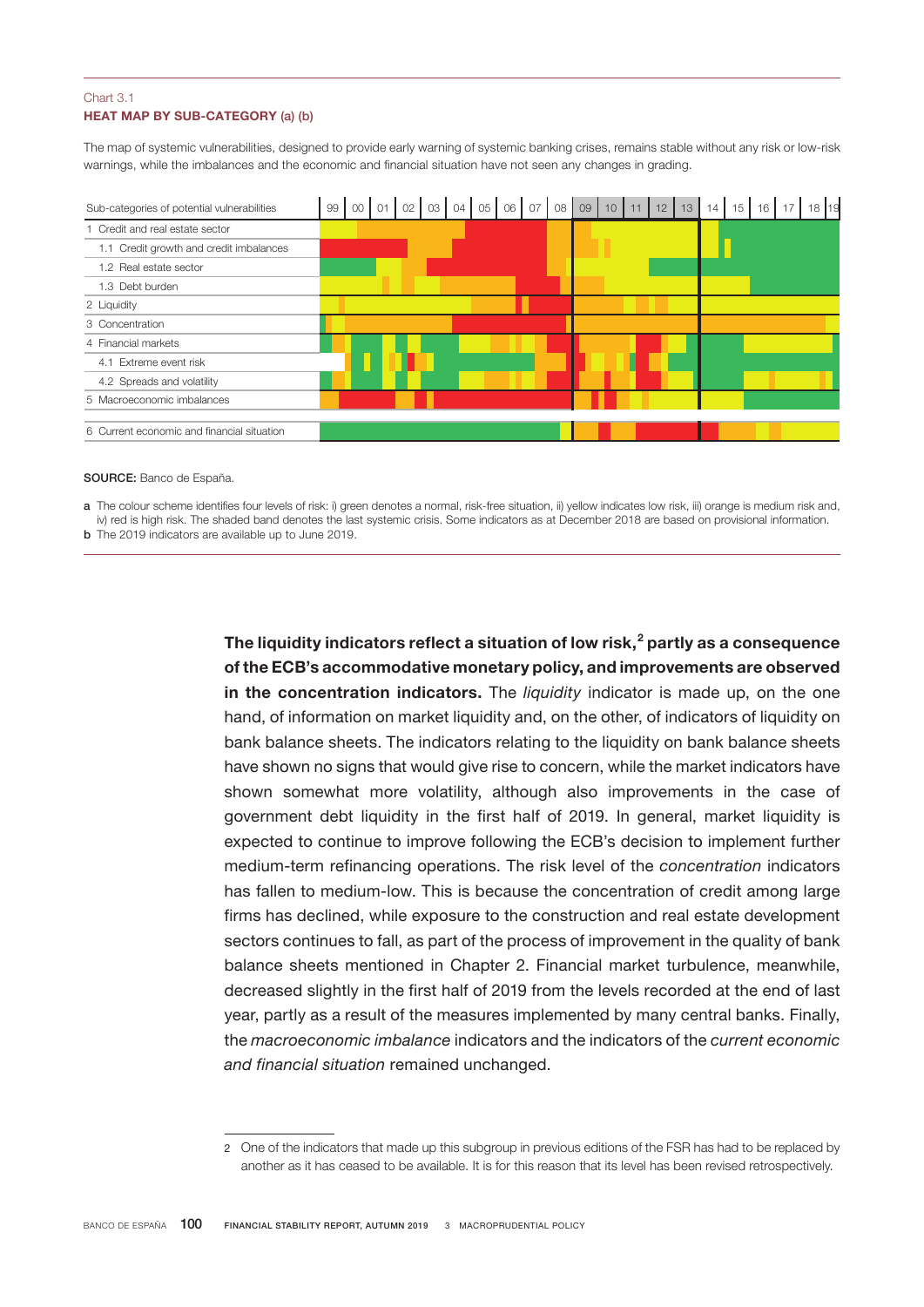Chart 3.1
**HEAT MAP BY SUB-CATEGORY (a) (b)**

The map of systemic vulnerabilities, designed to provide early warning of systemic banking crises, remains stable without any risk or low-risk warnings, while the imbalances and the economic and financial situation have not seen any changes in grading.

| Sub-categories of potential vulnerabilities | 99 | 00 | 01 | 02 | 03 | 04 | 05 | 06 | 07 | 08 | 09 | 10 | 11 | 12 | 13 | 14 | 15 | 16 | 17 | 18 | 19 |
|---|---|---|---|---|---|---|---|---|---|---|---|---|---|---|---|---|---|---|---|---|---|
| 1 Credit and real estate sector | | | | | | | | | | | | | | | | | | | | | |
| 1.1 Credit growth and credit imbalances | | | | | | | | | | | | | | | | | | | | | |
| 1.2 Real estate sector | | | | | | | | | | | | | | | | | | | | | |
| 1.3 Debt burden | | | | | | | | | | | | | | | | | | | | | |
| 2 Liquidity | | | | | | | | | | | | | | | | | | | | | |
| 3 Concentration | | | | | | | | | | | | | | | | | | | | | |
| 4 Financial markets | | | | | | | | | | | | | | | | | | | | | |
| 4.1 Extreme event risk | | | | | | | | | | | | | | | | | | | | | |
| 4.2 Spreads and volatility | | | | | | | | | | | | | | | | | | | | | |
| 5 Macroeconomic imbalances | | | | | | | | | | | | | | | | | | | | | |
| 6 Current economic and financial situation | | | | | | | | | | | | | | | | | | | | | |

**SOURCE:** Banco de España.

**a** The colour scheme identifies four levels of risk: i) green denotes a normal, risk-free situation, ii) yellow indicates low risk, iii) orange is medium risk and, iv) red is high risk. The shaded band denotes the last systemic crisis. Some indicators as at December 2018 are based on provisional information.
**b** The 2019 indicators are available up to June 2019.

**The liquidity indicators reflect a situation of low risk,[2] partly as a consequence of the ECB's accommodative monetary policy, and improvements are observed in the concentration indicators.** The *liquidity* indicator is made up, on the one hand, of information on market liquidity and, on the other, of indicators of liquidity on bank balance sheets. The indicators relating to the liquidity on bank balance sheets have shown no signs that would give rise to concern, while the market indicators have shown somewhat more volatility, although also improvements in the case of government debt liquidity in the first half of 2019. In general, market liquidity is expected to continue to improve following the ECB's decision to implement further medium-term refinancing operations. The risk level of the *concentration* indicators has fallen to medium-low. This is because the concentration of credit among large firms has declined, while exposure to the construction and real estate development sectors continues to fall, as part of the process of improvement in the quality of bank balance sheets mentioned in Chapter 2. Financial market turbulence, meanwhile, decreased slightly in the first half of 2019 from the levels recorded at the end of last year, partly as a result of the measures implemented by many central banks. Finally, the *macroeconomic imbalance* indicators and the indicators of the *current economic and financial situation* remained unchanged.

2 One of the indicators that made up this subgroup in previous editions of the FSR has had to be replaced by another as it has ceased to be available. It is for this reason that its level has been revised retrospectively.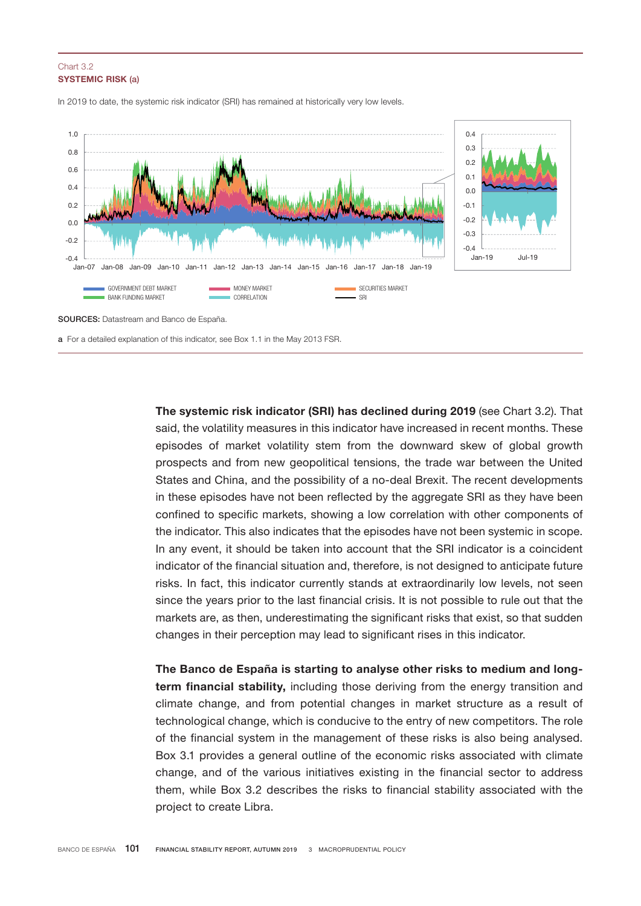Chart 3.2
**SYSTEMIC RISK (a)**

In 2019 to date, the systemic risk indicator (SRI) has remained at historically very low levels.

GOVERNMENT DEBT MARKET, MONEY MARKET, SECURITIES MARKET, BANK FUNDING MARKET, CORRELATION, SRI

**SOURCES:** Datastream and Banco de España.

a For a detailed explanation of this indicator, see Box 1.1 in the May 2013 FSR.

**The systemic risk indicator (SRI) has declined during 2019** (see Chart 3.2). That said, the volatility measures in this indicator have increased in recent months. These episodes of market volatility stem from the downward skew of global growth prospects and from new geopolitical tensions, the trade war between the United States and China, and the possibility of a no-deal Brexit. The recent developments in these episodes have not been reflected by the aggregate SRI as they have been confined to specific markets, showing a low correlation with other components of the indicator. This also indicates that the episodes have not been systemic in scope. In any event, it should be taken into account that the SRI indicator is a coincident indicator of the financial situation and, therefore, is not designed to anticipate future risks. In fact, this indicator currently stands at extraordinarily low levels, not seen since the years prior to the last financial crisis. It is not possible to rule out that the markets are, as then, underestimating the significant risks that exist, so that sudden changes in their perception may lead to significant rises in this indicator.

**The Banco de España is starting to analyse other risks to medium and long-term financial stability,** including those deriving from the energy transition and climate change, and from potential changes in market structure as a result of technological change, which is conducive to the entry of new competitors. The role of the financial system in the management of these risks is also being analysed. Box 3.1 provides a general outline of the economic risks associated with climate change, and of the various initiatives existing in the financial sector to address them, while Box 3.2 describes the risks to financial stability associated with the project to create Libra.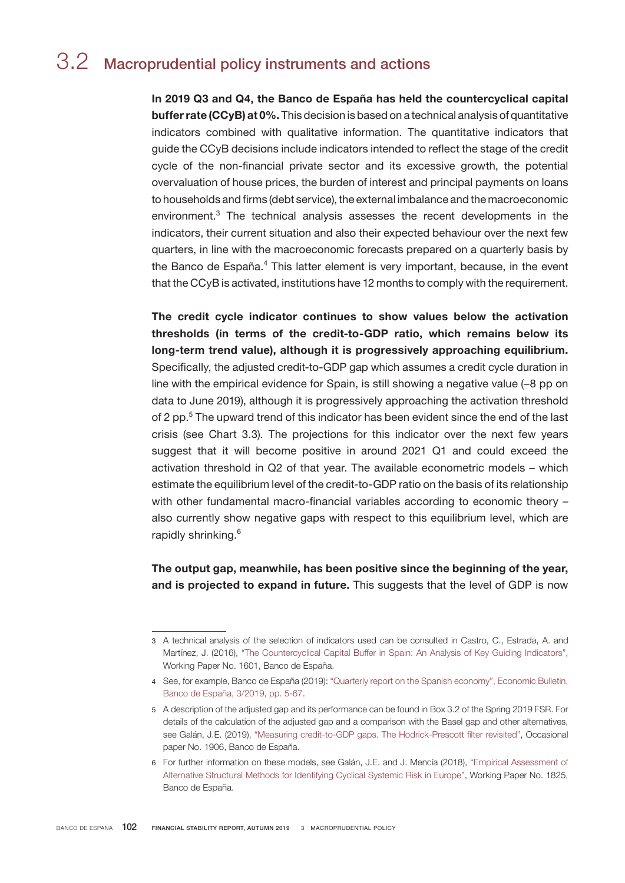## 3.2 Macroprudential policy instruments and actions

**In 2019 Q3 and Q4, the Banco de España has held the countercyclical capital buffer rate (CCyB) at 0%.** This decision is based on a technical analysis of quantitative indicators combined with qualitative information. The quantitative indicators that guide the CCyB decisions include indicators intended to reflect the stage of the credit cycle of the non-financial private sector and its excessive growth, the potential overvaluation of house prices, the burden of interest and principal payments on loans to households and firms (debt service), the external imbalance and the macroeconomic environment.[3] The technical analysis assesses the recent developments in the indicators, their current situation and also their expected behaviour over the next few quarters, in line with the macroeconomic forecasts prepared on a quarterly basis by the Banco de España.[4] This latter element is very important, because, in the event that the CCyB is activated, institutions have 12 months to comply with the requirement.

**The credit cycle indicator continues to show values below the activation thresholds (in terms of the credit-to-GDP ratio, which remains below its long-term trend value), although it is progressively approaching equilibrium.** Specifically, the adjusted credit-to-GDP gap which assumes a credit cycle duration in line with the empirical evidence for Spain, is still showing a negative value (–8 pp on data to June 2019), although it is progressively approaching the activation threshold of 2 pp.[5] The upward trend of this indicator has been evident since the end of the last crisis (see Chart 3.3). The projections for this indicator over the next few years suggest that it will become positive in around 2021 Q1 and could exceed the activation threshold in Q2 of that year. The available econometric models – which estimate the equilibrium level of the credit-to-GDP ratio on the basis of its relationship with other fundamental macro-financial variables according to economic theory – also currently show negative gaps with respect to this equilibrium level, which are rapidly shrinking.[6]

**The output gap, meanwhile, has been positive since the beginning of the year, and is projected to expand in future.** This suggests that the level of GDP is now

---

3 A technical analysis of the selection of indicators used can be consulted in Castro, C., Estrada, A. and Martínez, J. (2016), "The Countercyclical Capital Buffer in Spain: An Analysis of Key Guiding Indicators", Working Paper No. 1601, Banco de España.

4 See, for example, Banco de España (2019): "Quarterly report on the Spanish economy", Economic Bulletin, Banco de España, 3/2019, pp. 5-67.

5 A description of the adjusted gap and its performance can be found in Box 3.2 of the Spring 2019 FSR. For details of the calculation of the adjusted gap and a comparison with the Basel gap and other alternatives, see Galán, J.E. (2019), "Measuring credit-to-GDP gaps. The Hodrick-Prescott filter revisited", Occasional paper No. 1906, Banco de España.

6 For further information on these models, see Galán, J.E. and J. Mencía (2018), "Empirical Assessment of Alternative Structural Methods for Identifying Cyclical Systemic Risk in Europe", Working Paper No. 1825, Banco de España.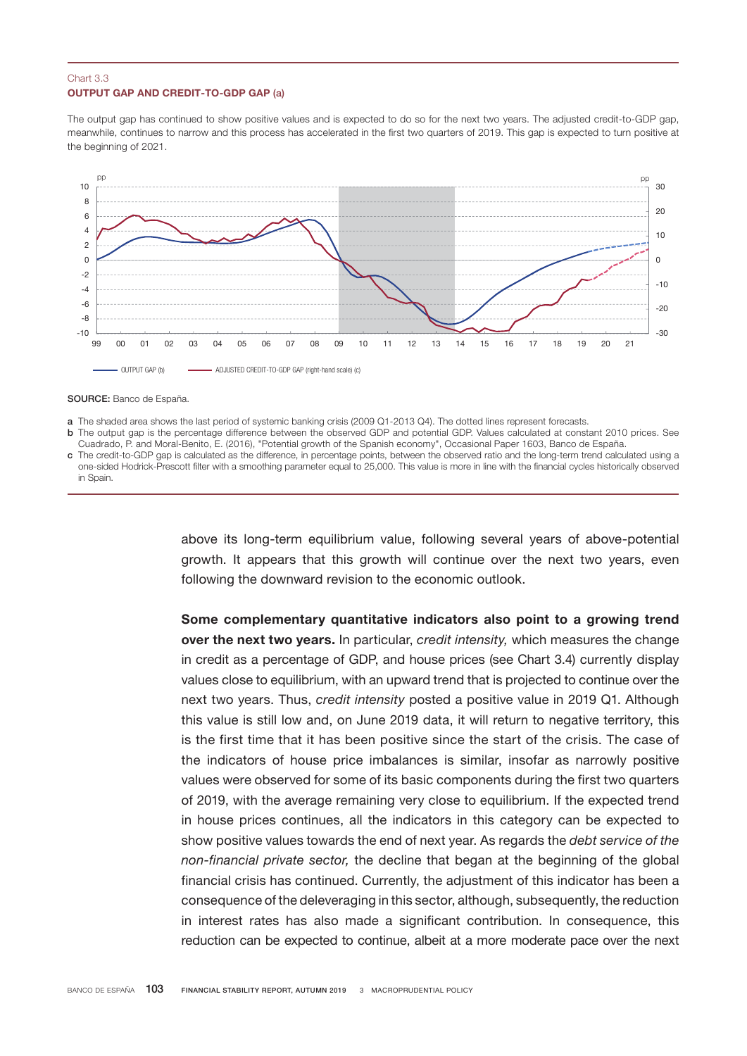Chart 3.3
**OUTPUT GAP AND CREDIT-TO-GDP GAP (a)**

The output gap has continued to show positive values and is expected to do so for the next two years. The adjusted credit-to-GDP gap, meanwhile, continues to narrow and this process has accelerated in the first two quarters of 2019. This gap is expected to turn positive at the beginning of 2021.

**SOURCE:** Banco de España.

a The shaded area shows the last period of systemic banking crisis (2009 Q1-2013 Q4). The dotted lines represent forecasts.
b The output gap is the percentage difference between the observed GDP and potential GDP. Values calculated at constant 2010 prices. See Cuadrado, P. and Moral-Benito, E. (2016), "Potential growth of the Spanish economy", Occasional Paper 1603, Banco de España.
c The credit-to-GDP gap is calculated as the difference, in percentage points, between the observed ratio and the long-term trend calculated using a one-sided Hodrick-Prescott filter with a smoothing parameter equal to 25,000. This value is more in line with the financial cycles historically observed in Spain.

above its long-term equilibrium value, following several years of above-potential growth. It appears that this growth will continue over the next two years, even following the downward revision to the economic outlook.

**Some complementary quantitative indicators also point to a growing trend over the next two years.** In particular, *credit intensity,* which measures the change in credit as a percentage of GDP, and house prices (see Chart 3.4) currently display values close to equilibrium, with an upward trend that is projected to continue over the next two years. Thus, *credit intensity* posted a positive value in 2019 Q1. Although this value is still low and, on June 2019 data, it will return to negative territory, this is the first time that it has been positive since the start of the crisis. The case of the indicators of house price imbalances is similar, insofar as narrowly positive values were observed for some of its basic components during the first two quarters of 2019, with the average remaining very close to equilibrium. If the expected trend in house prices continues, all the indicators in this category can be expected to show positive values towards the end of next year. As regards the *debt service of the non-financial private sector,* the decline that began at the beginning of the global financial crisis has continued. Currently, the adjustment of this indicator has been a consequence of the deleveraging in this sector, although, subsequently, the reduction in interest rates has also made a significant contribution. In consequence, this reduction can be expected to continue, albeit at a more moderate pace over the next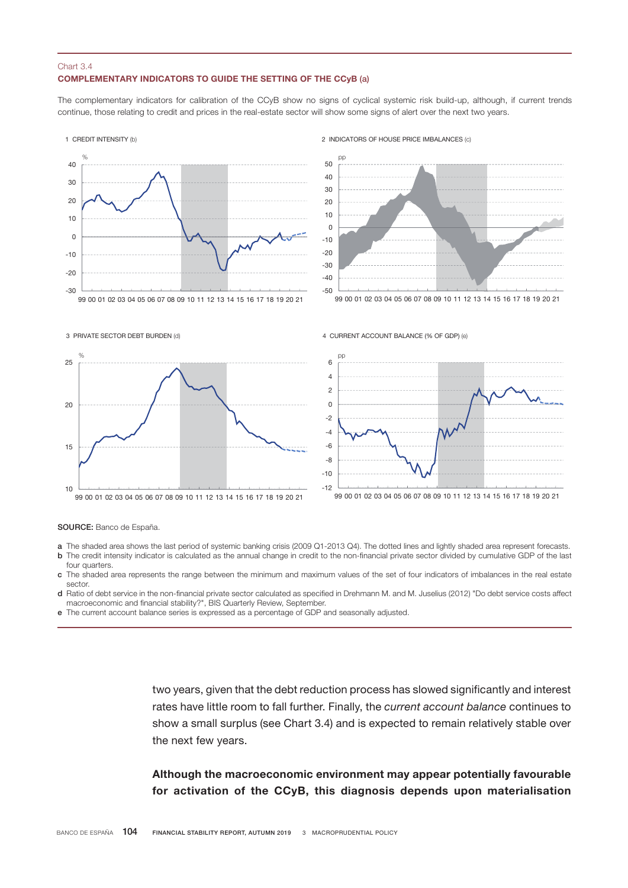Chart 3.4

**COMPLEMENTARY INDICATORS TO GUIDE THE SETTING OF THE CCyB (a)**

The complementary indicators for calibration of the CCyB show no signs of cyclical systemic risk build-up, although, if current trends continue, those relating to credit and prices in the real-estate sector will show some signs of alert over the next two years.

1 CREDIT INTENSITY (b)

2 INDICATORS OF HOUSE PRICE IMBALANCES (c)

3 PRIVATE SECTOR DEBT BURDEN (d)

4 CURRENT ACCOUNT BALANCE (% OF GDP) (e)

**SOURCE:** Banco de España.

a The shaded area shows the last period of systemic banking crisis (2009 Q1-2013 Q4). The dotted lines and lightly shaded area represent forecasts.

b The credit intensity indicator is calculated as the annual change in credit to the non-financial private sector divided by cumulative GDP of the last four quarters.

c The shaded area represents the range between the minimum and maximum values of the set of four indicators of imbalances in the real estate sector.

d Ratio of debt service in the non-financial private sector calculated as specified in Drehmann M. and M. Juselius (2012) "Do debt service costs affect macroeconomic and financial stability?", BIS Quarterly Review, September.

e The current account balance series is expressed as a percentage of GDP and seasonally adjusted.

two years, given that the debt reduction process has slowed significantly and interest rates have little room to fall further. Finally, the *current account balance* continues to show a small surplus (see Chart 3.4) and is expected to remain relatively stable over the next few years.

**Although the macroeconomic environment may appear potentially favourable for activation of the CCyB, this diagnosis depends upon materialisation**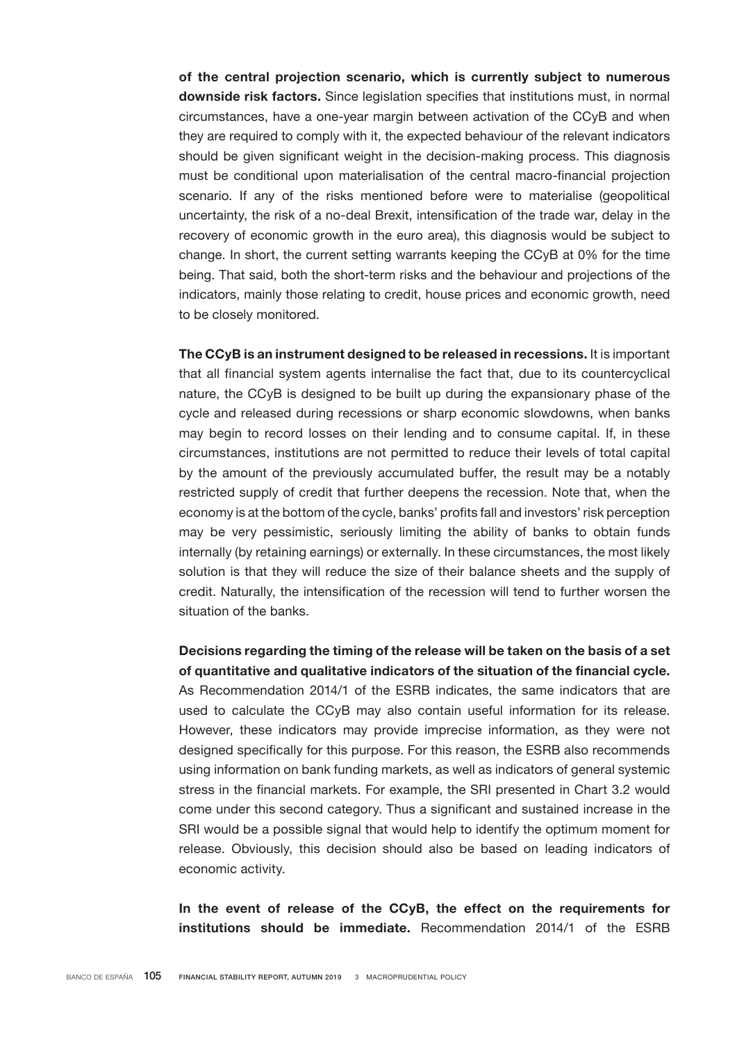**of the central projection scenario, which is currently subject to numerous downside risk factors.** Since legislation specifies that institutions must, in normal circumstances, have a one-year margin between activation of the CCyB and when they are required to comply with it, the expected behaviour of the relevant indicators should be given significant weight in the decision-making process. This diagnosis must be conditional upon materialisation of the central macro-financial projection scenario. If any of the risks mentioned before were to materialise (geopolitical uncertainty, the risk of a no-deal Brexit, intensification of the trade war, delay in the recovery of economic growth in the euro area), this diagnosis would be subject to change. In short, the current setting warrants keeping the CCyB at 0% for the time being. That said, both the short-term risks and the behaviour and projections of the indicators, mainly those relating to credit, house prices and economic growth, need to be closely monitored.

**The CCyB is an instrument designed to be released in recessions.** It is important that all financial system agents internalise the fact that, due to its countercyclical nature, the CCyB is designed to be built up during the expansionary phase of the cycle and released during recessions or sharp economic slowdowns, when banks may begin to record losses on their lending and to consume capital. If, in these circumstances, institutions are not permitted to reduce their levels of total capital by the amount of the previously accumulated buffer, the result may be a notably restricted supply of credit that further deepens the recession. Note that, when the economy is at the bottom of the cycle, banks' profits fall and investors' risk perception may be very pessimistic, seriously limiting the ability of banks to obtain funds internally (by retaining earnings) or externally. In these circumstances, the most likely solution is that they will reduce the size of their balance sheets and the supply of credit. Naturally, the intensification of the recession will tend to further worsen the situation of the banks.

**Decisions regarding the timing of the release will be taken on the basis of a set of quantitative and qualitative indicators of the situation of the financial cycle.** As Recommendation 2014/1 of the ESRB indicates, the same indicators that are used to calculate the CCyB may also contain useful information for its release. However, these indicators may provide imprecise information, as they were not designed specifically for this purpose. For this reason, the ESRB also recommends using information on bank funding markets, as well as indicators of general systemic stress in the financial markets. For example, the SRI presented in Chart 3.2 would come under this second category. Thus a significant and sustained increase in the SRI would be a possible signal that would help to identify the optimum moment for release. Obviously, this decision should also be based on leading indicators of economic activity.

**In the event of release of the CCyB, the effect on the requirements for institutions should be immediate.** Recommendation 2014/1 of the ESRB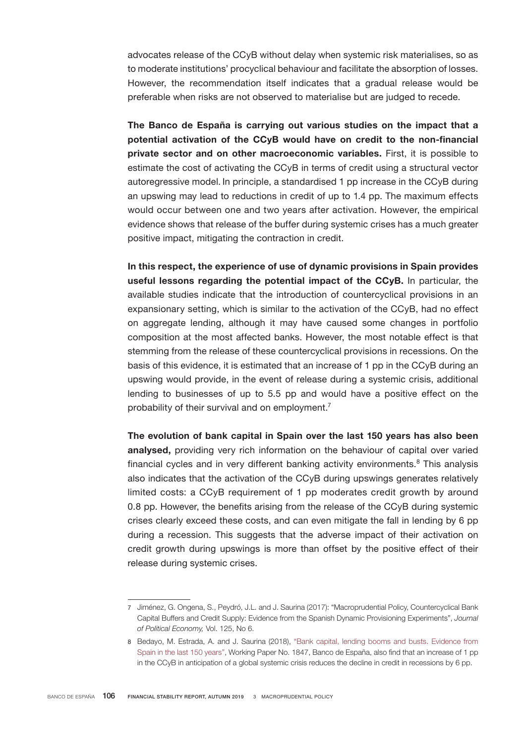advocates release of the CCyB without delay when systemic risk materialises, so as to moderate institutions' procyclical behaviour and facilitate the absorption of losses. However, the recommendation itself indicates that a gradual release would be preferable when risks are not observed to materialise but are judged to recede.

**The Banco de España is carrying out various studies on the impact that a potential activation of the CCyB would have on credit to the non-financial private sector and on other macroeconomic variables.** First, it is possible to estimate the cost of activating the CCyB in terms of credit using a structural vector autoregressive model. In principle, a standardised 1 pp increase in the CCyB during an upswing may lead to reductions in credit of up to 1.4 pp. The maximum effects would occur between one and two years after activation. However, the empirical evidence shows that release of the buffer during systemic crises has a much greater positive impact, mitigating the contraction in credit.

**In this respect, the experience of use of dynamic provisions in Spain provides useful lessons regarding the potential impact of the CCyB.** In particular, the available studies indicate that the introduction of countercyclical provisions in an expansionary setting, which is similar to the activation of the CCyB, had no effect on aggregate lending, although it may have caused some changes in portfolio composition at the most affected banks. However, the most notable effect is that stemming from the release of these countercyclical provisions in recessions. On the basis of this evidence, it is estimated that an increase of 1 pp in the CCyB during an upswing would provide, in the event of release during a systemic crisis, additional lending to businesses of up to 5.5 pp and would have a positive effect on the probability of their survival and on employment.[7]

**The evolution of bank capital in Spain over the last 150 years has also been analysed,** providing very rich information on the behaviour of capital over varied financial cycles and in very different banking activity environments.[8] This analysis also indicates that the activation of the CCyB during upswings generates relatively limited costs: a CCyB requirement of 1 pp moderates credit growth by around 0.8 pp. However, the benefits arising from the release of the CCyB during systemic crises clearly exceed these costs, and can even mitigate the fall in lending by 6 pp during a recession. This suggests that the adverse impact of their activation on credit growth during upswings is more than offset by the positive effect of their release during systemic crises.

---

7 Jiménez, G. Ongena, S., Peydró, J.L. and J. Saurina (2017): "Macroprudential Policy, Countercyclical Bank Capital Buffers and Credit Supply: Evidence from the Spanish Dynamic Provisioning Experiments", *Journal of Political Economy,* Vol. 125, No 6.

8 Bedayo, M. Estrada, A. and J. Saurina (2018), "Bank capital, lending booms and busts. Evidence from Spain in the last 150 years", Working Paper No. 1847, Banco de España, also find that an increase of 1 pp in the CCyB in anticipation of a global systemic crisis reduces the decline in credit in recessions by 6 pp.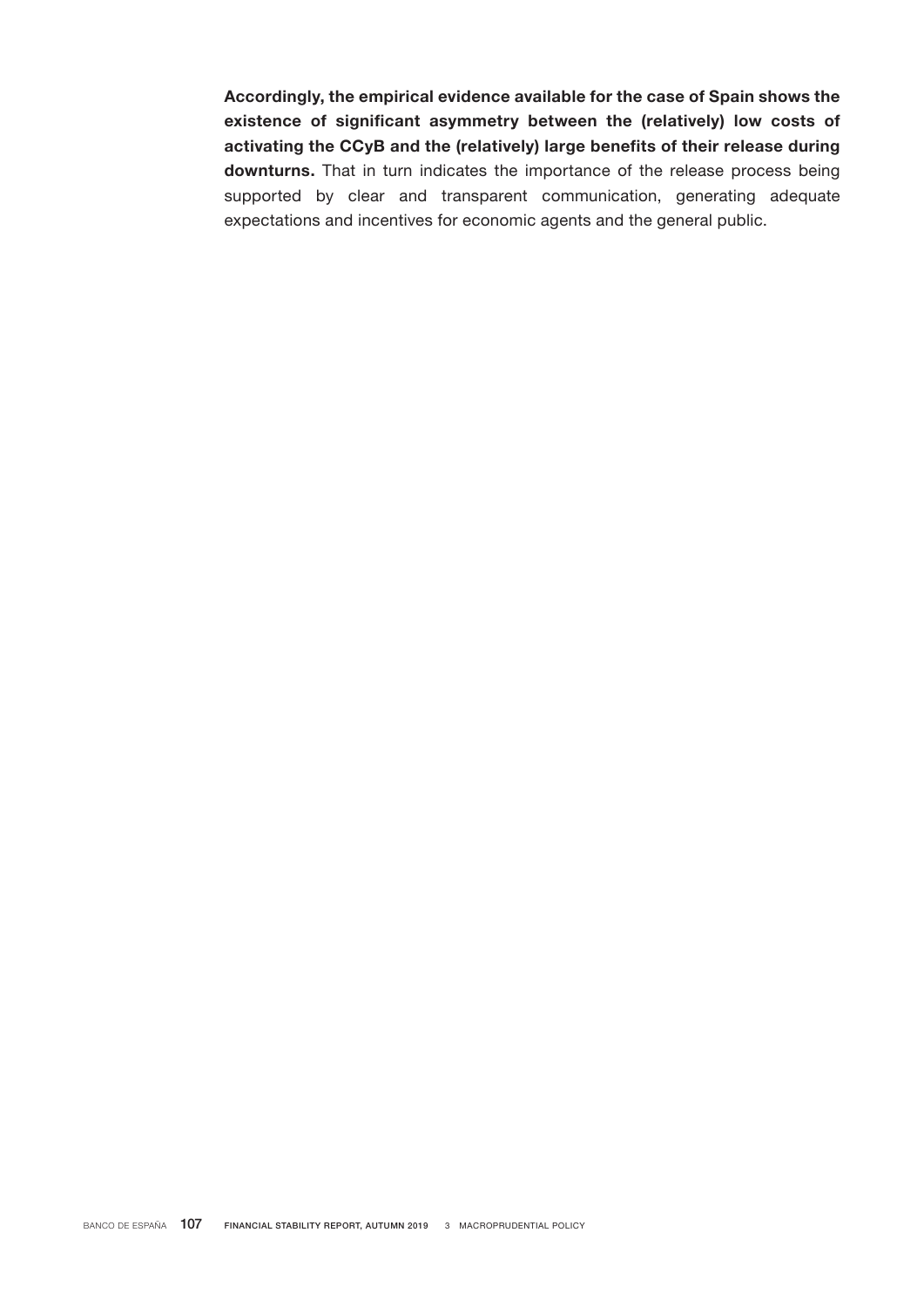**Accordingly, the empirical evidence available for the case of Spain shows the existence of significant asymmetry between the (relatively) low costs of activating the CCyB and the (relatively) large benefits of their release during downturns.** That in turn indicates the importance of the release process being supported by clear and transparent communication, generating adequate expectations and incentives for economic agents and the general public.